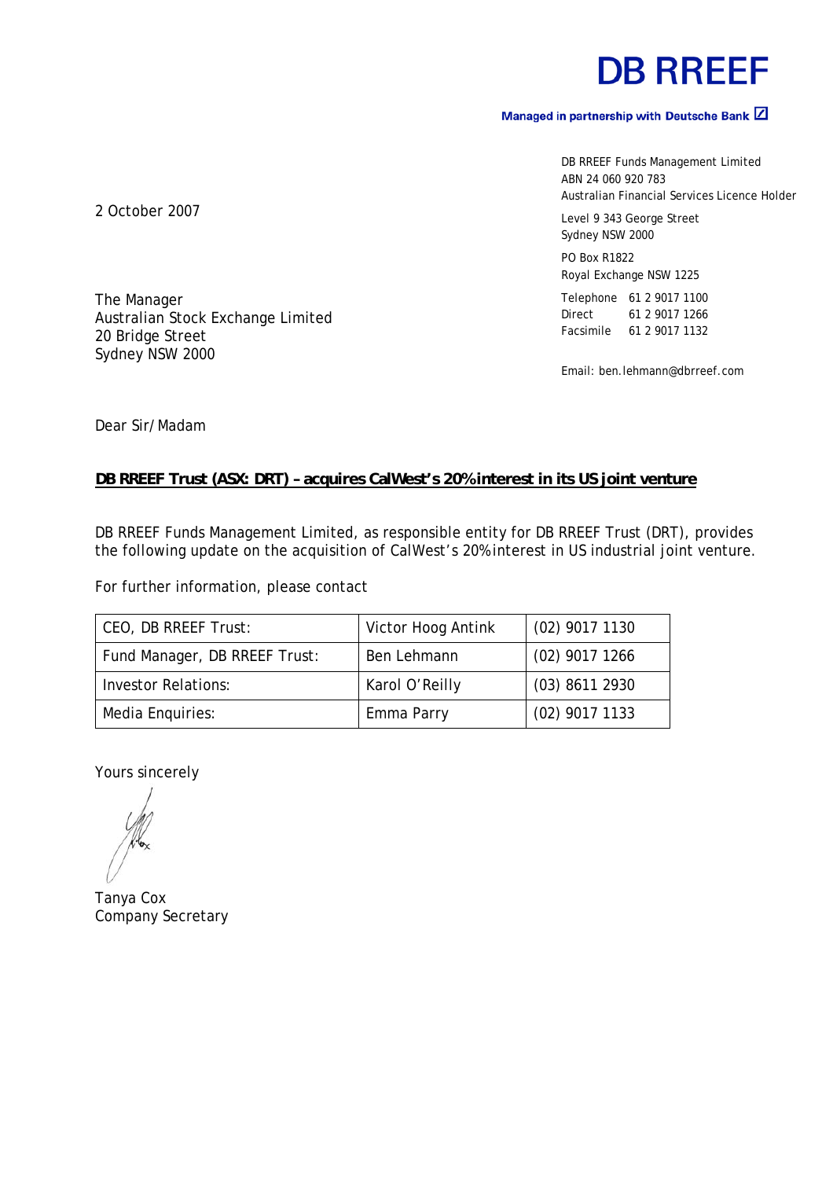# DB RREEF

**Managed in partnership with Deutsche Bank**

DB RREEF Funds Management Limited
ABN 24 060 920 783
Australian Financial Services Licence Holder

Level 9 343 George Street
Sydney NSW 2000

PO Box R1822
Royal Exchange NSW 1225

Telephone 61 2 9017 1100
Direct 61 2 9017 1266
Facsimile 61 2 9017 1132

Email: ben.lehmann@dbrreef.com

2 October 2007

The Manager
Australian Stock Exchange Limited
20 Bridge Street
Sydney NSW 2000

Dear Sir/Madam

**DB RREEF Trust (ASX: DRT) – acquires CalWest's 20% interest in its US joint venture**

DB RREEF Funds Management Limited, as responsible entity for DB RREEF Trust (DRT), provides the following update on the acquisition of CalWest's 20% interest in US industrial joint venture.

For further information, please contact

| CEO, DB RREEF Trust: | Victor Hoog Antink | (02) 9017 1130 |
|---|---|---|
| Fund Manager, DB RREEF Trust: | Ben Lehmann | (02) 9017 1266 |
| Investor Relations: | Karol O'Reilly | (03) 8611 2930 |
| Media Enquiries: | Emma Parry | (02) 9017 1133 |

Yours sincerely

Tanya Cox
Company Secretary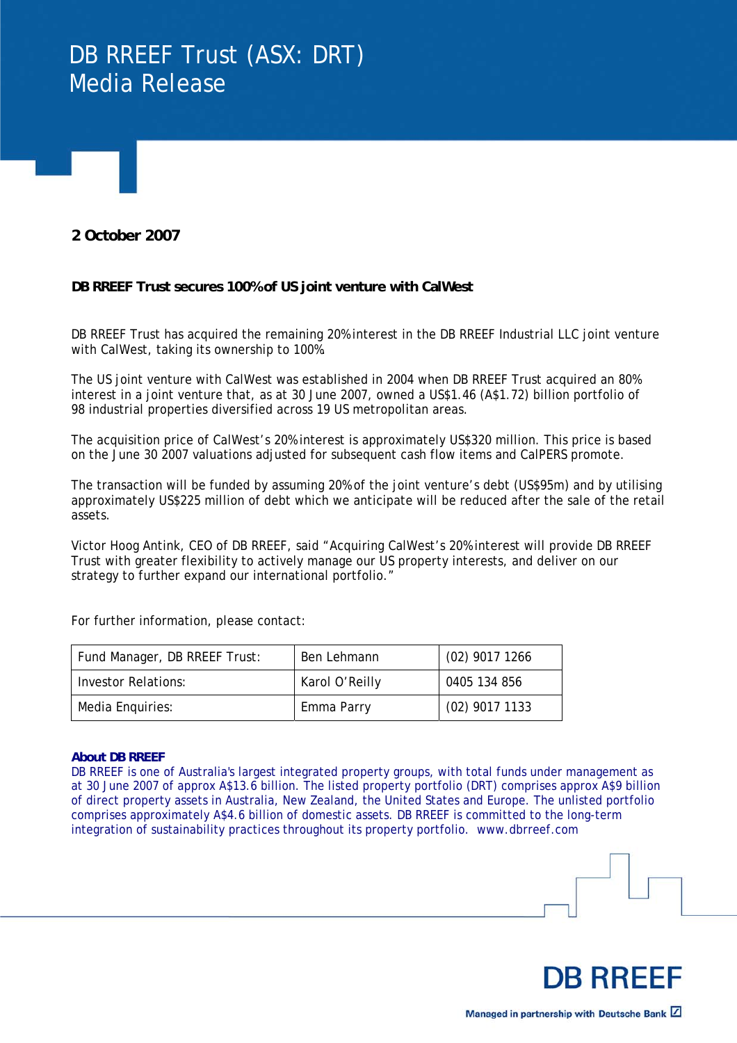# DB RREEF Trust (ASX: DRT)
# Media Release

**2 October 2007**

**DB RREEF Trust secures 100% of US joint venture with CalWest**

DB RREEF Trust has acquired the remaining 20% interest in the DB RREEF Industrial LLC joint venture with CalWest, taking its ownership to 100%.

The US joint venture with CalWest was established in 2004 when DB RREEF Trust acquired an 80% interest in a joint venture that, as at 30 June 2007, owned a US$1.46 (A$1.72) billion portfolio of 98 industrial properties diversified across 19 US metropolitan areas.

The acquisition price of CalWest's 20% interest is approximately US$320 million. This price is based on the June 30 2007 valuations adjusted for subsequent cash flow items and CalPERS promote.

The transaction will be funded by assuming 20% of the joint venture's debt (US$95m) and by utilising approximately US$225 million of debt which we anticipate will be reduced after the sale of the retail assets.

Victor Hoog Antink, CEO of DB RREEF, said "Acquiring CalWest's 20% interest will provide DB RREEF Trust with greater flexibility to actively manage our US property interests, and deliver on our strategy to further expand our international portfolio."

For further information, please contact:

| | | |
|---|---|---|
| Fund Manager, DB RREEF Trust: | Ben Lehmann | (02) 9017 1266 |
| Investor Relations: | Karol O'Reilly | 0405 134 856 |
| Media Enquiries: | Emma Parry | (02) 9017 1133 |

**About DB RREEF**

DB RREEF is one of Australia's largest integrated property groups, with total funds under management as at 30 June 2007 of approx A$13.6 billion. The listed property portfolio (DRT) comprises approx A$9 billion of direct property assets in Australia, New Zealand, the United States and Europe. The unlisted portfolio comprises approximately A$4.6 billion of domestic assets. DB RREEF is committed to the long-term integration of sustainability practices throughout its property portfolio. www.dbrreef.com

DB RREEF

Managed in partnership with Deutsche Bank